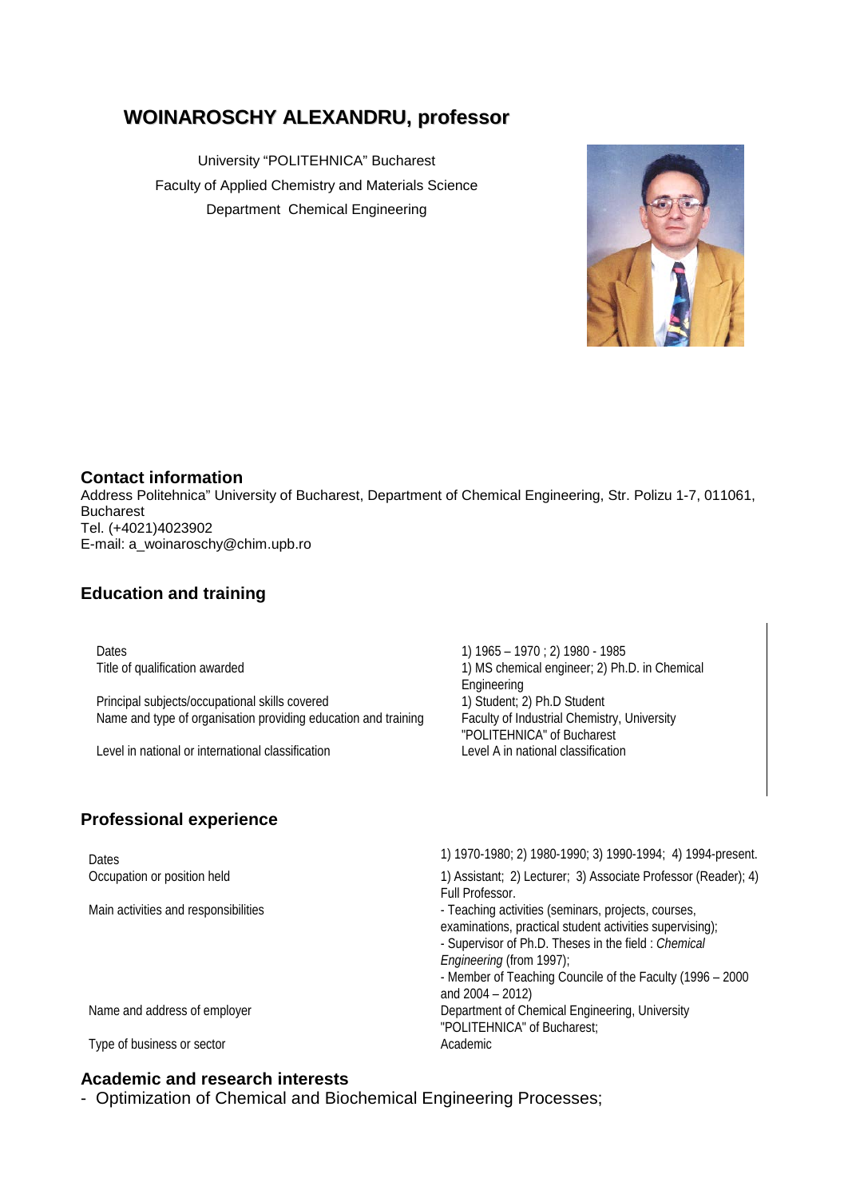# WOINAROSCHY ALEXANDRU, professor

University "POLITEHNICA" Bucharest
Faculty of Applied Chemistry and Materials Science
Department Chemical Engineering

## Contact information

Address Politehnica" University of Bucharest, Department of Chemical Engineering, Str. Polizu 1-7, 011061, Bucharest
Tel. (+4021)4023902
E-mail: a_woinaroschy@chim.upb.ro

## Education and training

| | |
|---|---|
| Dates | 1) 1965 – 1970 ; 2) 1980 - 1985 |
| Title of qualification awarded | 1) MS chemical engineer; 2) Ph.D. in Chemical Engineering |
| Principal subjects/occupational skills covered | 1) Student; 2) Ph.D Student |
| Name and type of organisation providing education and training | Faculty of Industrial Chemistry, University "POLITEHNICA" of Bucharest |
| Level in national or international classification | Level A in national classification |

## Professional experience

| | |
|---|---|
| Dates | 1) 1970-1980; 2) 1980-1990; 3) 1990-1994; 4) 1994-present. |
| Occupation or position held | 1) Assistant; 2) Lecturer; 3) Associate Professor (Reader); 4) Full Professor. |
| Main activities and responsibilities | - Teaching activities (seminars, projects, courses, examinations, practical student activities supervising);<br>- Supervisor of Ph.D. Theses in the field : *Chemical Engineering* (from 1997);<br>- Member of Teaching Council of the Faculty (1996 – 2000 and 2004 – 2012) |
| Name and address of employer | Department of Chemical Engineering, University "POLITEHNICA" of Bucharest; |
| Type of business or sector | Academic |

## Academic and research interests

- Optimization of Chemical and Biochemical Engineering Processes;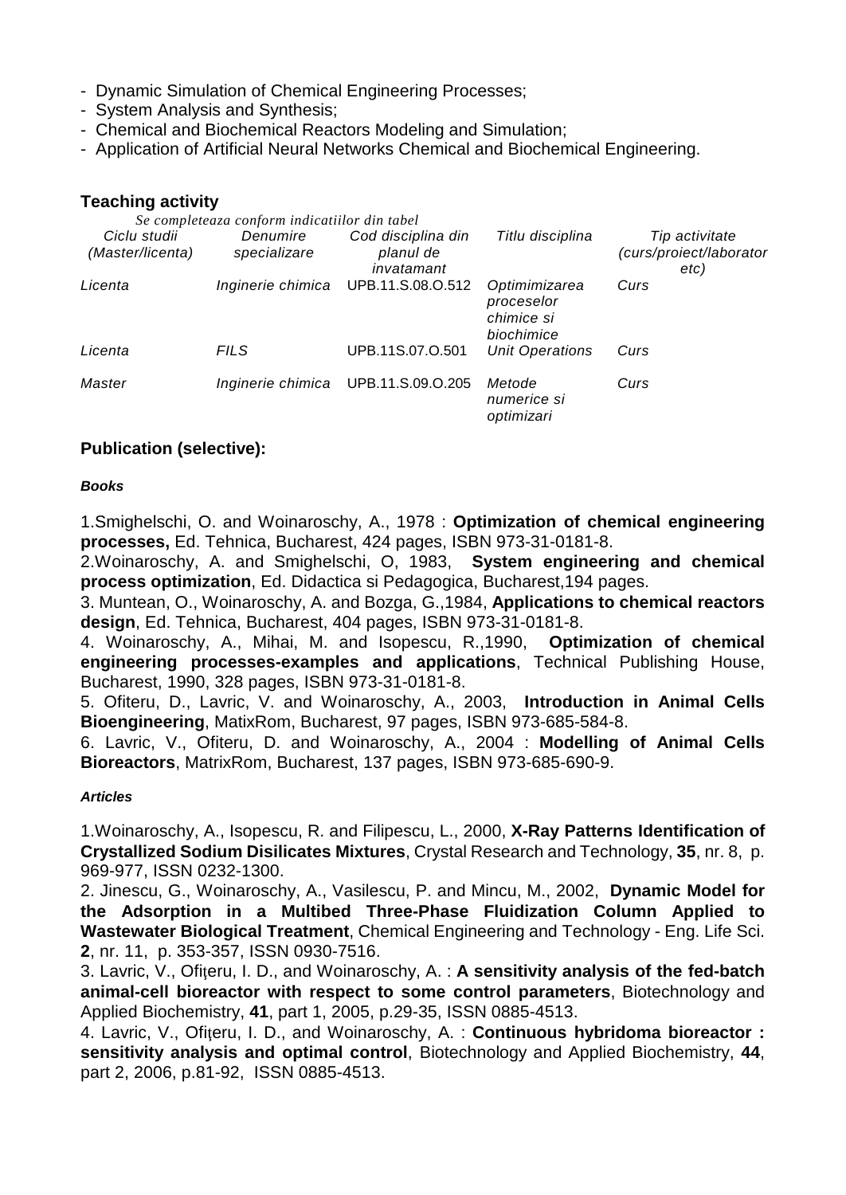- Dynamic Simulation of Chemical Engineering Processes;
- System Analysis and Synthesis;
- Chemical and Biochemical Reactors Modeling and Simulation;
- Application of Artificial Neural Networks Chemical and Biochemical Engineering.

## Teaching activity

*Se completeaza conform indicatiilor din tabel*

| *Ciclu studii (Master/licenta)* | *Denumire specializare* | *Cod disciplina din planul de invatamant* | *Titlu disciplina* | *Tip activitate (curs/proiect/laborator etc)* |
|---|---|---|---|---|
| *Licenta* | *Inginerie chimica* | UPB.11.S.08.O.512 | *Optimimizarea proceselor chimice si biochimice* | *Curs* |
| *Licenta* | *FILS* | UPB.11S.07.O.501 | *Unit Operations* | *Curs* |
| *Master* | *Inginerie chimica* | UPB.11.S.09.O.205 | *Metode numerice si optimizari* | *Curs* |

## Publication (selective):

***Books***

1.Smighelschi, O. and Woinaroschy, A., 1978 : **Optimization of chemical engineering processes,** Ed. Tehnica, Bucharest, 424 pages, ISBN 973-31-0181-8.
2.Woinaroschy, A. and Smighelschi, O, 1983, **System engineering and chemical process optimization**, Ed. Didactica si Pedagogica, Bucharest,194 pages.
3. Muntean, O., Woinaroschy, A. and Bozga, G.,1984, **Applications to chemical reactors design**, Ed. Tehnica, Bucharest, 404 pages, ISBN 973-31-0181-8.
4. Woinaroschy, A., Mihai, M. and Isopescu, R.,1990, **Optimization of chemical engineering processes-examples and applications**, Technical Publishing House, Bucharest, 1990, 328 pages, ISBN 973-31-0181-8.
5. Ofiteru, D., Lavric, V. and Woinaroschy, A., 2003, **Introduction in Animal Cells Bioengineering**, MatixRom, Bucharest, 97 pages, ISBN 973-685-584-8.
6. Lavric, V., Ofiteru, D. and Woinaroschy, A., 2004 : **Modelling of Animal Cells Bioreactors**, MatrixRom, Bucharest, 137 pages, ISBN 973-685-690-9.

***Articles***

1.Woinaroschy, A., Isopescu, R. and Filipescu, L., 2000, **X-Ray Patterns Identification of Crystallized Sodium Disilicates Mixtures**, Crystal Research and Technology, **35**, nr. 8, p. 969-977, ISSN 0232-1300.
2. Jinescu, G., Woinaroschy, A., Vasilescu, P. and Mincu, M., 2002, **Dynamic Model for the Adsorption in a Multibed Three-Phase Fluidization Column Applied to Wastewater Biological Treatment**, Chemical Engineering and Technology - Eng. Life Sci. **2**, nr. 11, p. 353-357, ISSN 0930-7516.
3. Lavric, V., Ofiţeru, I. D., and Woinaroschy, A. : **A sensitivity analysis of the fed-batch animal-cell bioreactor with respect to some control parameters**, Biotechnology and Applied Biochemistry, **41**, part 1, 2005, p.29-35, ISSN 0885-4513.
4. Lavric, V., Ofiţeru, I. D., and Woinaroschy, A. : **Continuous hybridoma bioreactor : sensitivity analysis and optimal control**, Biotechnology and Applied Biochemistry, **44**, part 2, 2006, p.81-92, ISSN 0885-4513.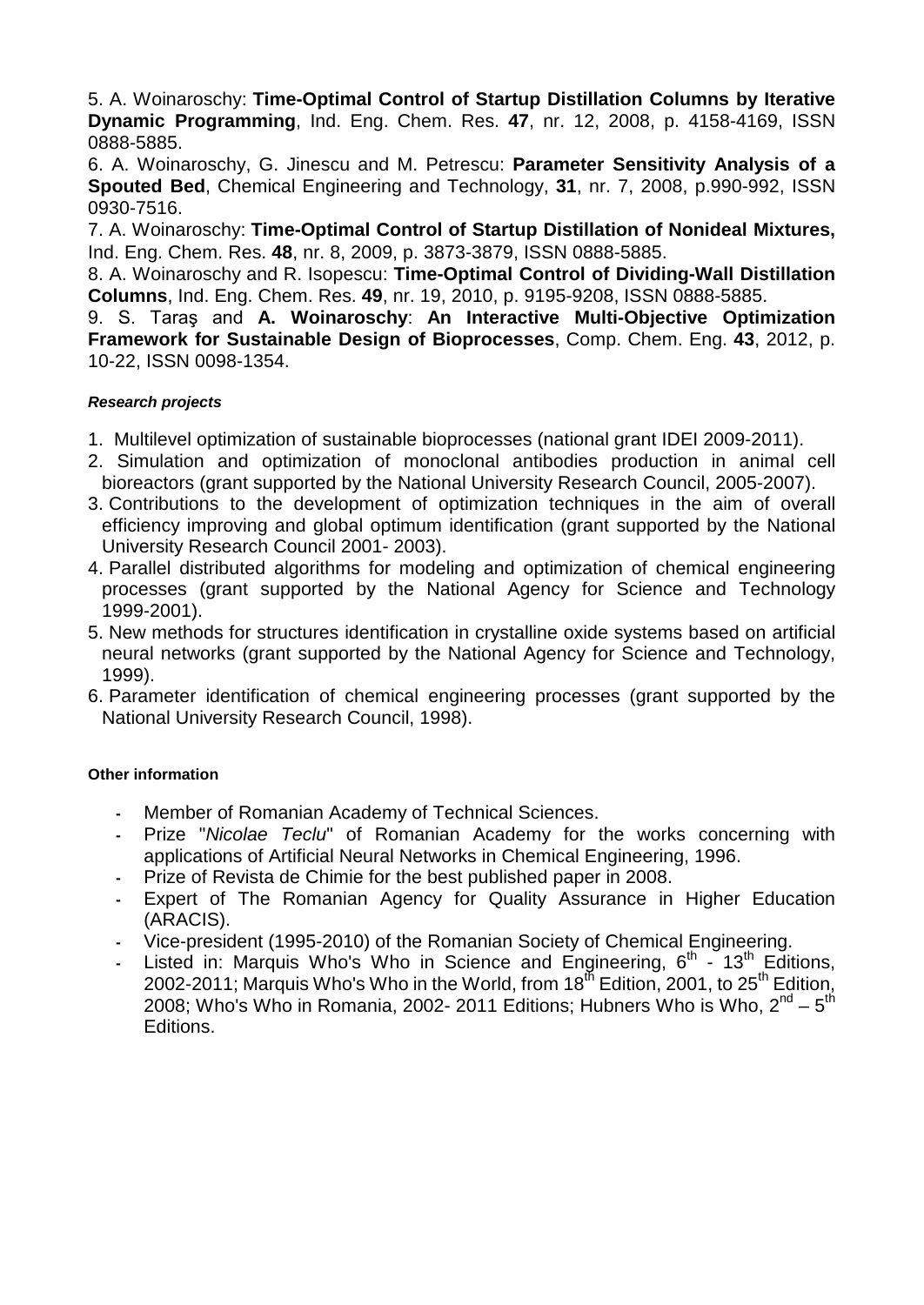5. A. Woinaroschy: **Time-Optimal Control of Startup Distillation Columns by Iterative Dynamic Programming**, Ind. Eng. Chem. Res. **47**, nr. 12, 2008, p. 4158-4169, ISSN 0888-5885.

6. A. Woinaroschy, G. Jinescu and M. Petrescu: **Parameter Sensitivity Analysis of a Spouted Bed**, Chemical Engineering and Technology, **31**, nr. 7, 2008, p.990-992, ISSN 0930-7516.

7. A. Woinaroschy: **Time-Optimal Control of Startup Distillation of Nonideal Mixtures,** Ind. Eng. Chem. Res. **48**, nr. 8, 2009, p. 3873-3879, ISSN 0888-5885.

8. A. Woinaroschy and R. Isopescu: **Time-Optimal Control of Dividing-Wall Distillation Columns**, Ind. Eng. Chem. Res. **49**, nr. 19, 2010, p. 9195-9208, ISSN 0888-5885.

9. S. Taraş and **A. Woinaroschy**: **An Interactive Multi-Objective Optimization Framework for Sustainable Design of Bioprocesses**, Comp. Chem. Eng. **43**, 2012, p. 10-22, ISSN 0098-1354.

***Research projects***

1. Multilevel optimization of sustainable bioprocesses (national grant IDEI 2009-2011).
2. Simulation and optimization of monoclonal antibodies production in animal cell bioreactors (grant supported by the National University Research Council, 2005-2007).
3. Contributions to the development of optimization techniques in the aim of overall efficiency improving and global optimum identification (grant supported by the National University Research Council 2001- 2003).
4. Parallel distributed algorithms for modeling and optimization of chemical engineering processes (grant supported by the National Agency for Science and Technology 1999-2001).
5. New methods for structures identification in crystalline oxide systems based on artificial neural networks (grant supported by the National Agency for Science and Technology, 1999).
6. Parameter identification of chemical engineering processes (grant supported by the National University Research Council, 1998).

**Other information**

- Member of Romanian Academy of Technical Sciences.
- Prize "*Nicolae Teclu*" of Romanian Academy for the works concerning with applications of Artificial Neural Networks in Chemical Engineering, 1996.
- Prize of Revista de Chimie for the best published paper in 2008.
- Expert of The Romanian Agency for Quality Assurance in Higher Education (ARACIS).
- Vice-president (1995-2010) of the Romanian Society of Chemical Engineering.
- Listed in: Marquis Who's Who in Science and Engineering, 6th - 13th Editions, 2002-2011; Marquis Who's Who in the World, from 18th Edition, 2001, to 25th Edition, 2008; Who's Who in Romania, 2002- 2011 Editions; Hubners Who is Who, 2nd – 5th Editions.